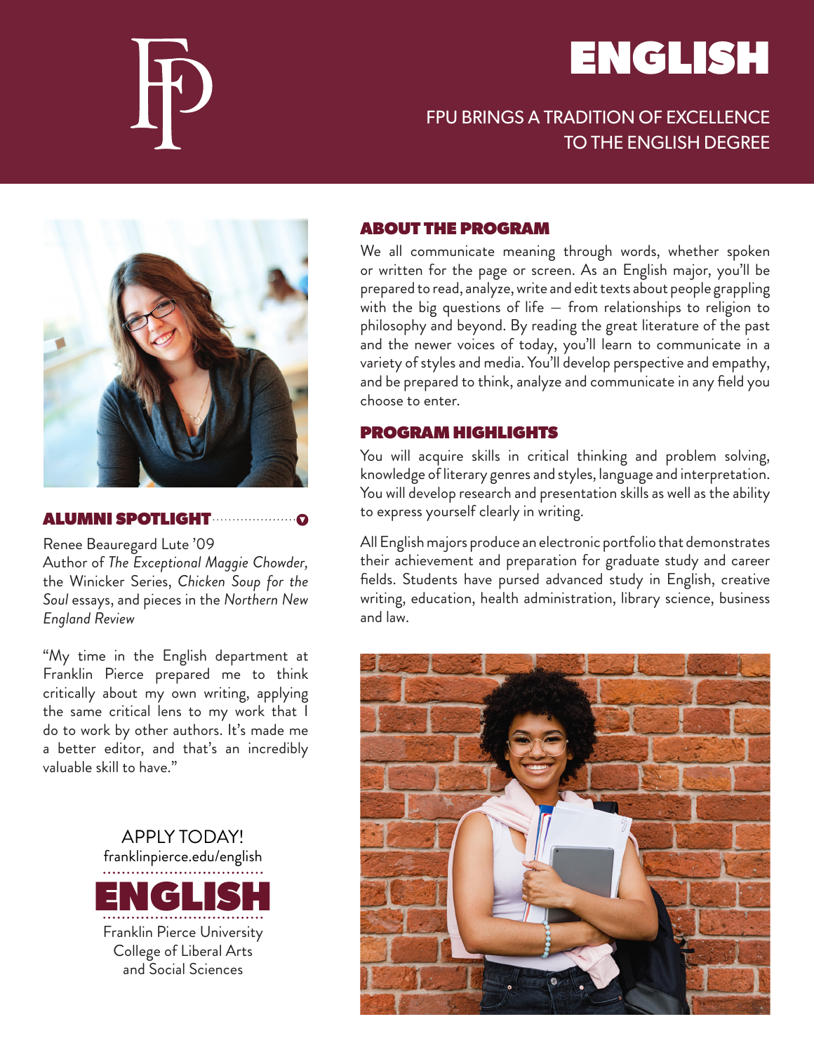# ENGLISH

FPU BRINGS A TRADITION OF EXCELLENCE TO THE ENGLISH DEGREE

## ABOUT THE PROGRAM

We all communicate meaning through words, whether spoken or written for the page or screen. As an English major, you'll be prepared to read, analyze, write and edit texts about people grappling with the big questions of life — from relationships to religion to philosophy and beyond. By reading the great literature of the past and the newer voices of today, you'll learn to communicate in a variety of styles and media. You'll develop perspective and empathy, and be prepared to think, analyze and communicate in any field you choose to enter.

## PROGRAM HIGHLIGHTS

You will acquire skills in critical thinking and problem solving, knowledge of literary genres and styles, language and interpretation. You will develop research and presentation skills as well as the ability to express yourself clearly in writing.

All English majors produce an electronic portfolio that demonstrates their achievement and preparation for graduate study and career fields. Students have pursed advanced study in English, creative writing, education, health administration, library science, business and law.

## ALUMNI SPOTLIGHT

Renee Beauregard Lute '09
Author of *The Exceptional Maggie Chowder,* the Winicker Series, *Chicken Soup for the Soul* essays, and pieces in the *Northern New England Review*

"My time in the English department at Franklin Pierce prepared me to think critically about my own writing, applying the same critical lens to my work that I do to work by other authors. It's made me a better editor, and that's an incredibly valuable skill to have."

APPLY TODAY!
franklinpierce.edu/english

**ENGLISH**

Franklin Pierce University
College of Liberal Arts and Social Sciences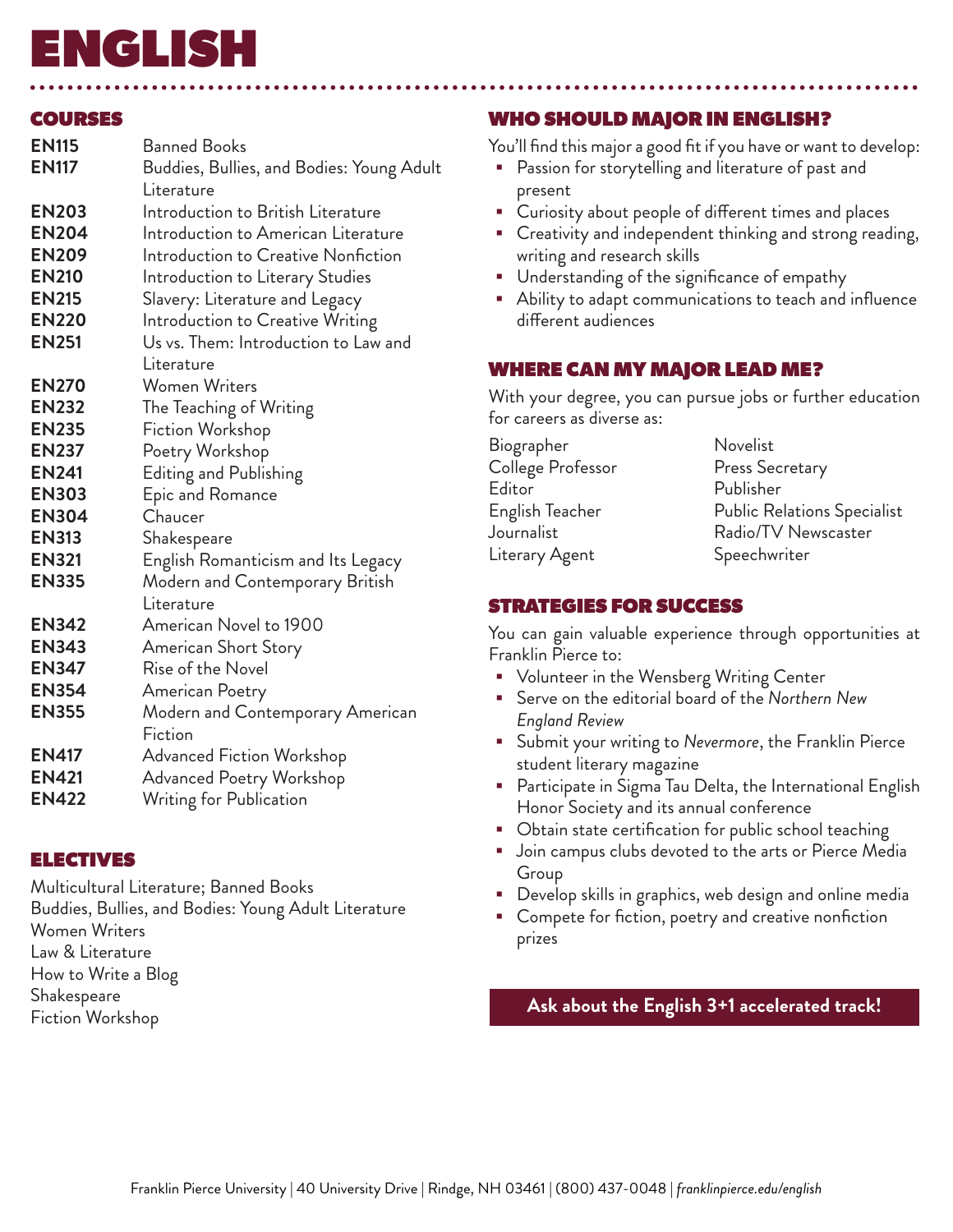# ENGLISH

## COURSES

| | |
|---|---|
| **EN115** | Banned Books |
| **EN117** | Buddies, Bullies, and Bodies: Young Adult Literature |
| **EN203** | Introduction to British Literature |
| **EN204** | Introduction to American Literature |
| **EN209** | Introduction to Creative Nonfiction |
| **EN210** | Introduction to Literary Studies |
| **EN215** | Slavery: Literature and Legacy |
| **EN220** | Introduction to Creative Writing |
| **EN251** | Us vs. Them: Introduction to Law and Literature |
| **EN270** | Women Writers |
| **EN232** | The Teaching of Writing |
| **EN235** | Fiction Workshop |
| **EN237** | Poetry Workshop |
| **EN241** | Editing and Publishing |
| **EN303** | Epic and Romance |
| **EN304** | Chaucer |
| **EN313** | Shakespeare |
| **EN321** | English Romanticism and Its Legacy |
| **EN335** | Modern and Contemporary British Literature |
| **EN342** | American Novel to 1900 |
| **EN343** | American Short Story |
| **EN347** | Rise of the Novel |
| **EN354** | American Poetry |
| **EN355** | Modern and Contemporary American Fiction |
| **EN417** | Advanced Fiction Workshop |
| **EN421** | Advanced Poetry Workshop |
| **EN422** | Writing for Publication |

## ELECTIVES

Multicultural Literature; Banned Books
Buddies, Bullies, and Bodies: Young Adult Literature
Women Writers
Law & Literature
How to Write a Blog
Shakespeare
Fiction Workshop

## WHO SHOULD MAJOR IN ENGLISH?

You'll find this major a good fit if you have or want to develop:

- Passion for storytelling and literature of past and present
- Curiosity about people of different times and places
- Creativity and independent thinking and strong reading, writing and research skills
- Understanding of the significance of empathy
- Ability to adapt communications to teach and influence different audiences

## WHERE CAN MY MAJOR LEAD ME?

With your degree, you can pursue jobs or further education for careers as diverse as:

| | |
|---|---|
| Biographer | Novelist |
| College Professor | Press Secretary |
| Editor | Publisher |
| English Teacher | Public Relations Specialist |
| Journalist | Radio/TV Newscaster |
| Literary Agent | Speechwriter |

## STRATEGIES FOR SUCCESS

You can gain valuable experience through opportunities at Franklin Pierce to:

- Volunteer in the Wensberg Writing Center
- Serve on the editorial board of the *Northern New England Review*
- Submit your writing to *Nevermore*, the Franklin Pierce student literary magazine
- Participate in Sigma Tau Delta, the International English Honor Society and its annual conference
- Obtain state certification for public school teaching
- Join campus clubs devoted to the arts or Pierce Media Group
- Develop skills in graphics, web design and online media
- Compete for fiction, poetry and creative nonfiction prizes

**Ask about the English 3+1 accelerated track!**

Franklin Pierce University | 40 University Drive | Rindge, NH 03461 | (800) 437-0048 | *franklinpierce.edu/english*